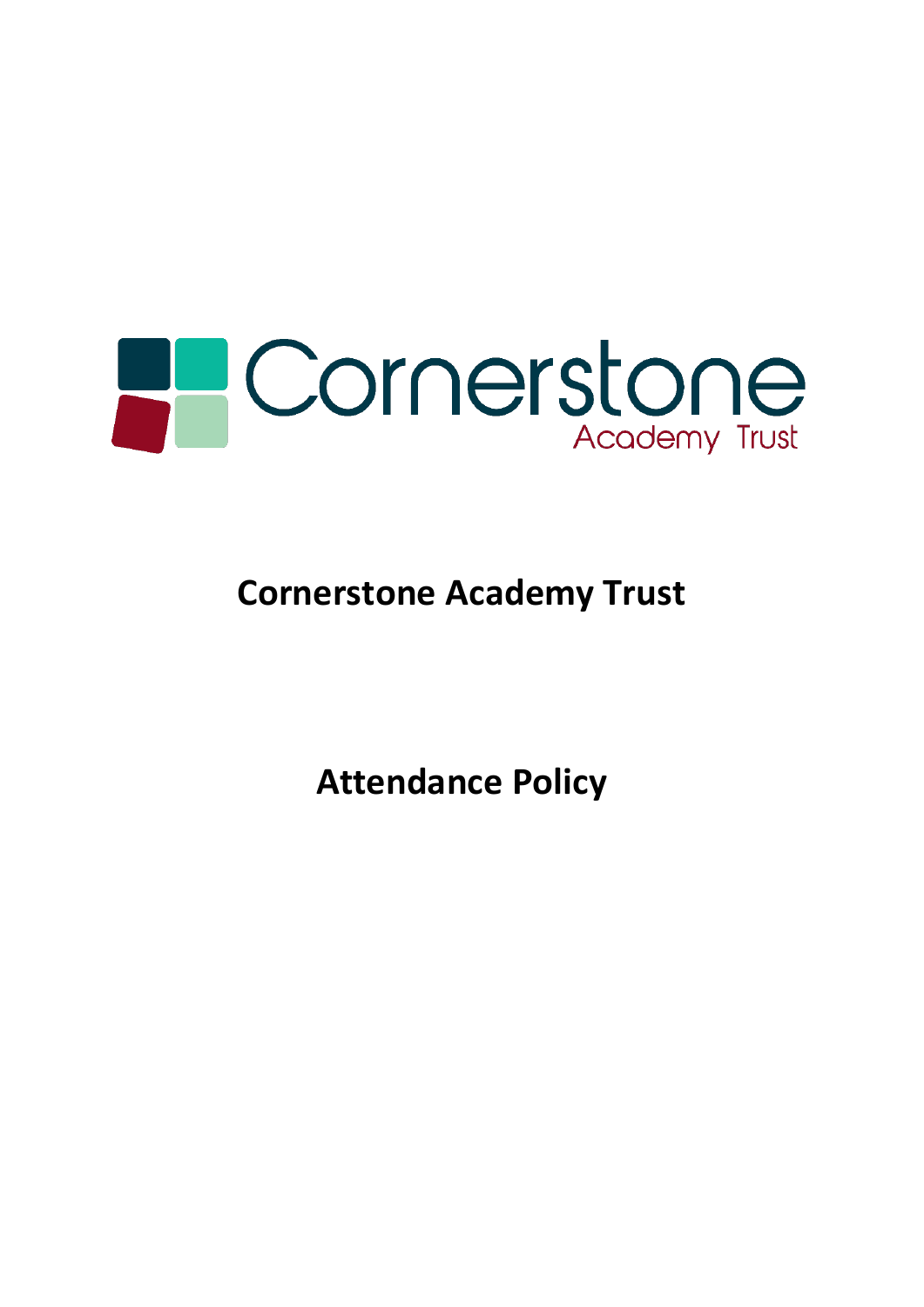# Cornerstone Academy Trust

# Attendance Policy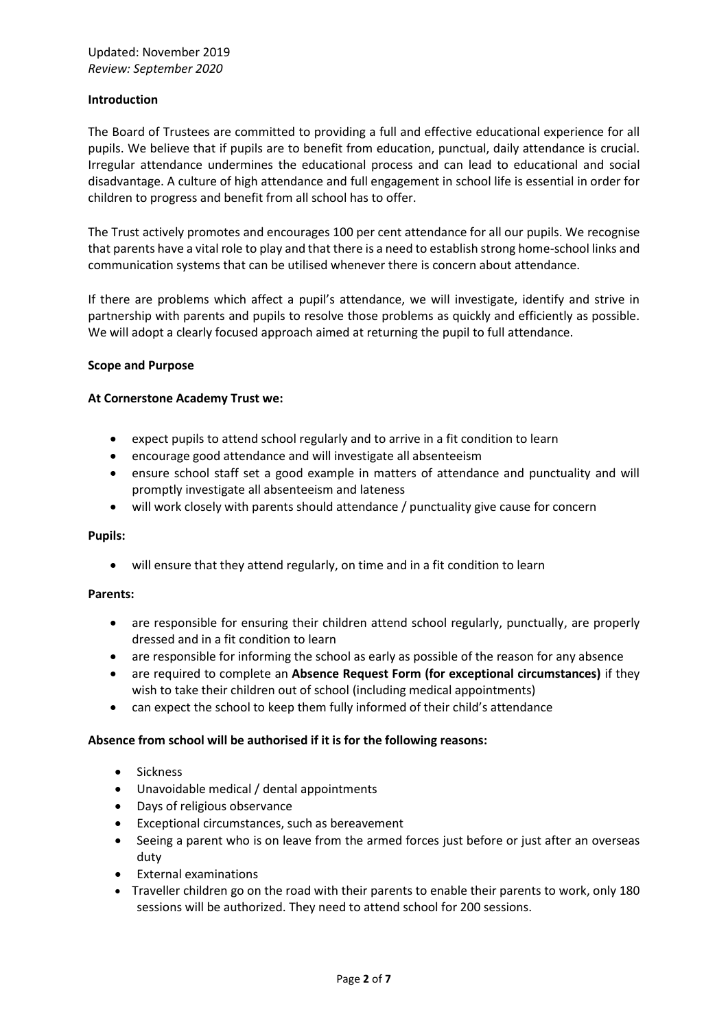Updated: November 2019
*Review: September 2020*

**Introduction**

The Board of Trustees are committed to providing a full and effective educational experience for all pupils. We believe that if pupils are to benefit from education, punctual, daily attendance is crucial. Irregular attendance undermines the educational process and can lead to educational and social disadvantage. A culture of high attendance and full engagement in school life is essential in order for children to progress and benefit from all school has to offer.

The Trust actively promotes and encourages 100 per cent attendance for all our pupils. We recognise that parents have a vital role to play and that there is a need to establish strong home-school links and communication systems that can be utilised whenever there is concern about attendance.

If there are problems which affect a pupil's attendance, we will investigate, identify and strive in partnership with parents and pupils to resolve those problems as quickly and efficiently as possible. We will adopt a clearly focused approach aimed at returning the pupil to full attendance.

**Scope and Purpose**

**At Cornerstone Academy Trust we:**

- expect pupils to attend school regularly and to arrive in a fit condition to learn
- encourage good attendance and will investigate all absenteeism
- ensure school staff set a good example in matters of attendance and punctuality and will promptly investigate all absenteeism and lateness
- will work closely with parents should attendance / punctuality give cause for concern

**Pupils:**

- will ensure that they attend regularly, on time and in a fit condition to learn

**Parents:**

- are responsible for ensuring their children attend school regularly, punctually, are properly dressed and in a fit condition to learn
- are responsible for informing the school as early as possible of the reason for any absence
- are required to complete an **Absence Request Form (for exceptional circumstances)** if they wish to take their children out of school (including medical appointments)
- can expect the school to keep them fully informed of their child's attendance

**Absence from school will be authorised if it is for the following reasons:**

- Sickness
- Unavoidable medical / dental appointments
- Days of religious observance
- Exceptional circumstances, such as bereavement
- Seeing a parent who is on leave from the armed forces just before or just after an overseas duty
- External examinations
- Traveller children go on the road with their parents to enable their parents to work, only 180 sessions will be authorized. They need to attend school for 200 sessions.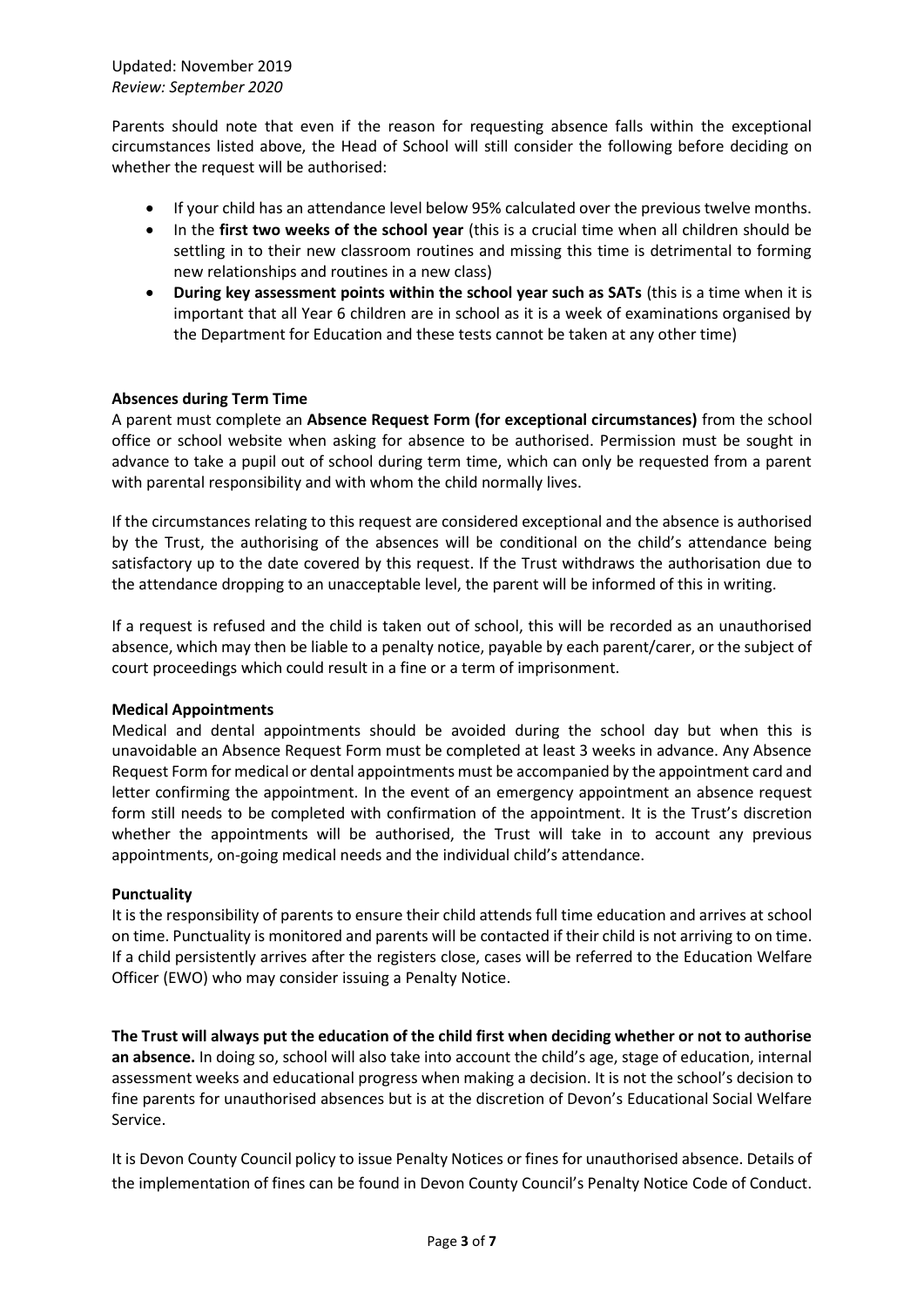Parents should note that even if the reason for requesting absence falls within the exceptional circumstances listed above, the Head of School will still consider the following before deciding on whether the request will be authorised:

- If your child has an attendance level below 95% calculated over the previous twelve months.
- In the **first two weeks of the school year** (this is a crucial time when all children should be settling in to their new classroom routines and missing this time is detrimental to forming new relationships and routines in a new class)
- **During key assessment points within the school year such as SATs** (this is a time when it is important that all Year 6 children are in school as it is a week of examinations organised by the Department for Education and these tests cannot be taken at any other time)

**Absences during Term Time**

A parent must complete an **Absence Request Form (for exceptional circumstances)** from the school office or school website when asking for absence to be authorised. Permission must be sought in advance to take a pupil out of school during term time, which can only be requested from a parent with parental responsibility and with whom the child normally lives.

If the circumstances relating to this request are considered exceptional and the absence is authorised by the Trust, the authorising of the absences will be conditional on the child's attendance being satisfactory up to the date covered by this request. If the Trust withdraws the authorisation due to the attendance dropping to an unacceptable level, the parent will be informed of this in writing.

If a request is refused and the child is taken out of school, this will be recorded as an unauthorised absence, which may then be liable to a penalty notice, payable by each parent/carer, or the subject of court proceedings which could result in a fine or a term of imprisonment.

**Medical Appointments**

Medical and dental appointments should be avoided during the school day but when this is unavoidable an Absence Request Form must be completed at least 3 weeks in advance. Any Absence Request Form for medical or dental appointments must be accompanied by the appointment card and letter confirming the appointment. In the event of an emergency appointment an absence request form still needs to be completed with confirmation of the appointment. It is the Trust's discretion whether the appointments will be authorised, the Trust will take in to account any previous appointments, on-going medical needs and the individual child's attendance.

**Punctuality**

It is the responsibility of parents to ensure their child attends full time education and arrives at school on time. Punctuality is monitored and parents will be contacted if their child is not arriving to on time. If a child persistently arrives after the registers close, cases will be referred to the Education Welfare Officer (EWO) who may consider issuing a Penalty Notice.

**The Trust will always put the education of the child first when deciding whether or not to authorise an absence.** In doing so, school will also take into account the child's age, stage of education, internal assessment weeks and educational progress when making a decision. It is not the school's decision to fine parents for unauthorised absences but is at the discretion of Devon's Educational Social Welfare Service.

It is Devon County Council policy to issue Penalty Notices or fines for unauthorised absence. Details of the implementation of fines can be found in Devon County Council's Penalty Notice Code of Conduct.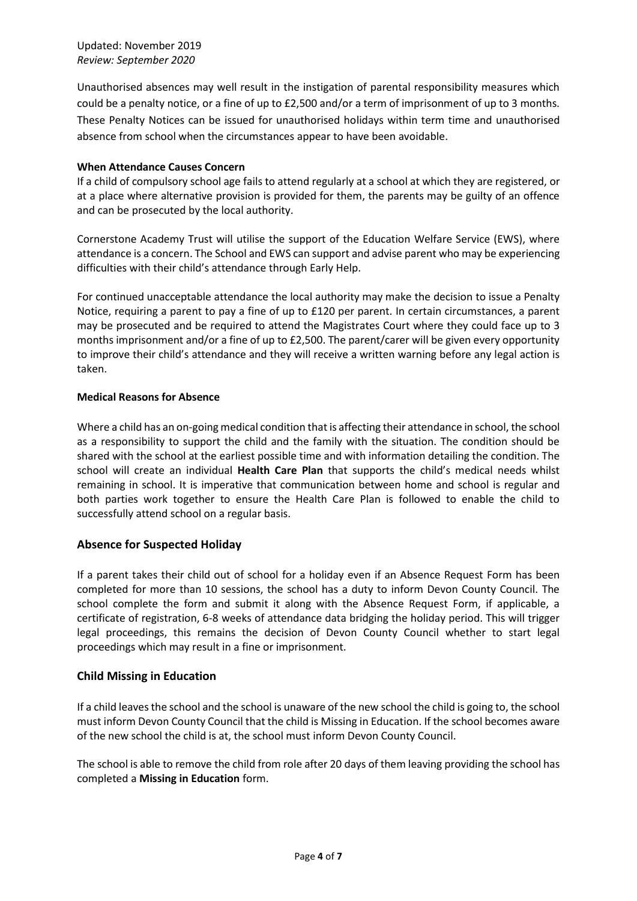Unauthorised absences may well result in the instigation of parental responsibility measures which could be a penalty notice, or a fine of up to £2,500 and/or a term of imprisonment of up to 3 months. These Penalty Notices can be issued for unauthorised holidays within term time and unauthorised absence from school when the circumstances appear to have been avoidable.

**When Attendance Causes Concern**

If a child of compulsory school age fails to attend regularly at a school at which they are registered, or at a place where alternative provision is provided for them, the parents may be guilty of an offence and can be prosecuted by the local authority.

Cornerstone Academy Trust will utilise the support of the Education Welfare Service (EWS), where attendance is a concern. The School and EWS can support and advise parent who may be experiencing difficulties with their child's attendance through Early Help.

For continued unacceptable attendance the local authority may make the decision to issue a Penalty Notice, requiring a parent to pay a fine of up to £120 per parent. In certain circumstances, a parent may be prosecuted and be required to attend the Magistrates Court where they could face up to 3 months imprisonment and/or a fine of up to £2,500. The parent/carer will be given every opportunity to improve their child's attendance and they will receive a written warning before any legal action is taken.

**Medical Reasons for Absence**

Where a child has an on-going medical condition that is affecting their attendance in school, the school as a responsibility to support the child and the family with the situation. The condition should be shared with the school at the earliest possible time and with information detailing the condition. The school will create an individual **Health Care Plan** that supports the child's medical needs whilst remaining in school. It is imperative that communication between home and school is regular and both parties work together to ensure the Health Care Plan is followed to enable the child to successfully attend school on a regular basis.

## Absence for Suspected Holiday

If a parent takes their child out of school for a holiday even if an Absence Request Form has been completed for more than 10 sessions, the school has a duty to inform Devon County Council. The school complete the form and submit it along with the Absence Request Form, if applicable, a certificate of registration, 6-8 weeks of attendance data bridging the holiday period. This will trigger legal proceedings, this remains the decision of Devon County Council whether to start legal proceedings which may result in a fine or imprisonment.

## Child Missing in Education

If a child leaves the school and the school is unaware of the new school the child is going to, the school must inform Devon County Council that the child is Missing in Education. If the school becomes aware of the new school the child is at, the school must inform Devon County Council.

The school is able to remove the child from role after 20 days of them leaving providing the school has completed a **Missing in Education** form.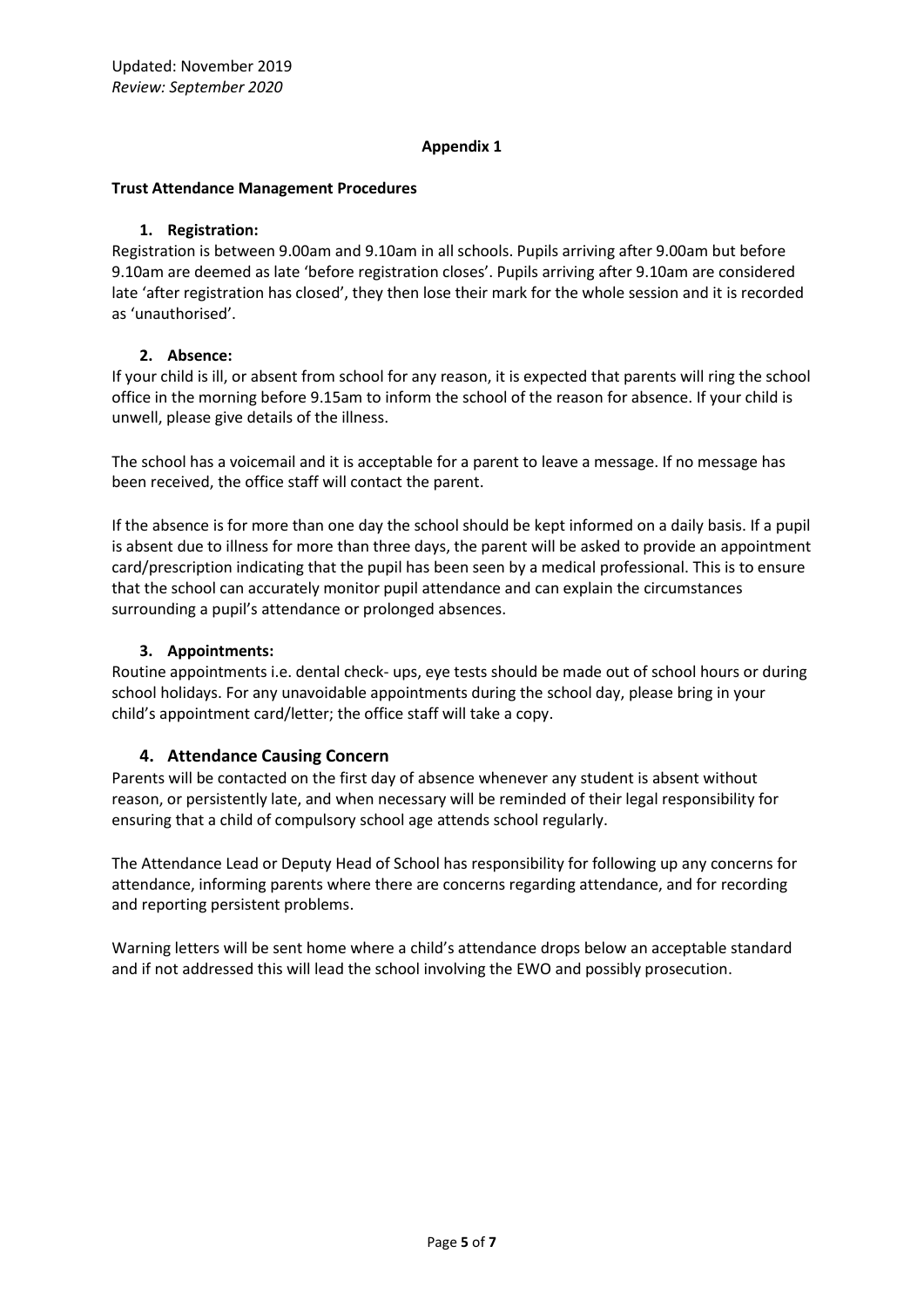Updated: November 2019
*Review: September 2020*

**Appendix 1**

**Trust Attendance Management Procedures**

1. **Registration:**

Registration is between 9.00am and 9.10am in all schools. Pupils arriving after 9.00am but before 9.10am are deemed as late 'before registration closes'. Pupils arriving after 9.10am are considered late 'after registration has closed', they then lose their mark for the whole session and it is recorded as 'unauthorised'.

2. **Absence:**

If your child is ill, or absent from school for any reason, it is expected that parents will ring the school office in the morning before 9.15am to inform the school of the reason for absence. If your child is unwell, please give details of the illness.

The school has a voicemail and it is acceptable for a parent to leave a message. If no message has been received, the office staff will contact the parent.

If the absence is for more than one day the school should be kept informed on a daily basis. If a pupil is absent due to illness for more than three days, the parent will be asked to provide an appointment card/prescription indicating that the pupil has been seen by a medical professional. This is to ensure that the school can accurately monitor pupil attendance and can explain the circumstances surrounding a pupil's attendance or prolonged absences.

3. **Appointments:**

Routine appointments i.e. dental check- ups, eye tests should be made out of school hours or during school holidays. For any unavoidable appointments during the school day, please bring in your child's appointment card/letter; the office staff will take a copy.

4. **Attendance Causing Concern**

Parents will be contacted on the first day of absence whenever any student is absent without reason, or persistently late, and when necessary will be reminded of their legal responsibility for ensuring that a child of compulsory school age attends school regularly.

The Attendance Lead or Deputy Head of School has responsibility for following up any concerns for attendance, informing parents where there are concerns regarding attendance, and for recording and reporting persistent problems.

Warning letters will be sent home where a child's attendance drops below an acceptable standard and if not addressed this will lead the school involving the EWO and possibly prosecution.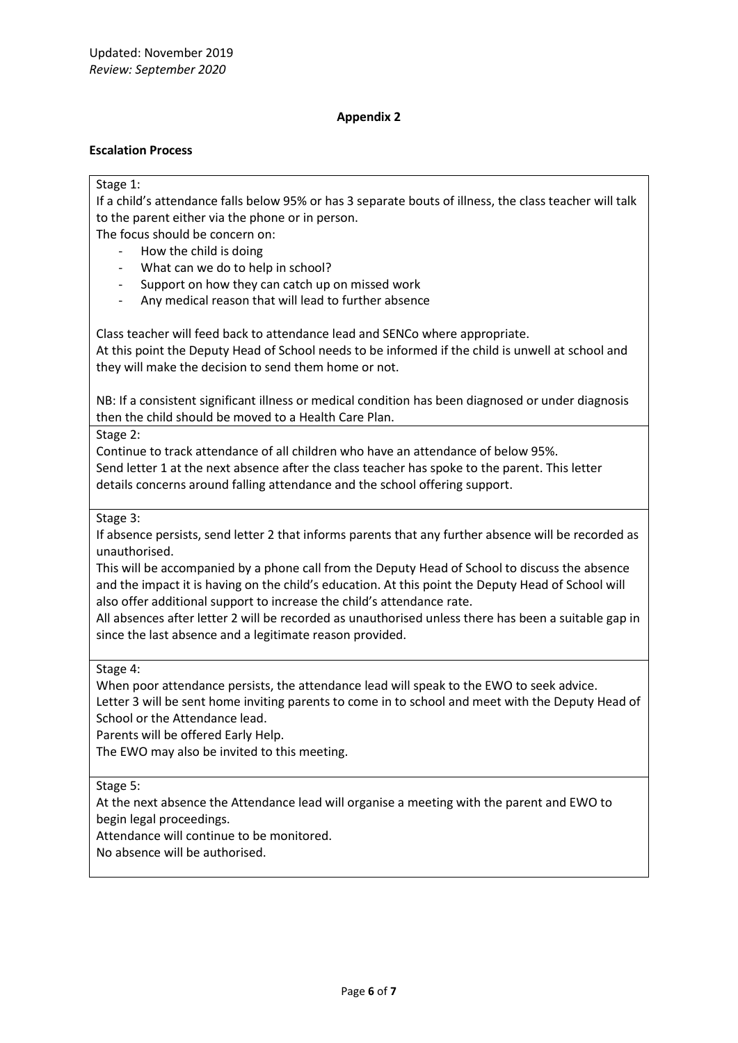Updated: November 2019
*Review: September 2020*

## Appendix 2

**Escalation Process**

Stage 1:

If a child's attendance falls below 95% or has 3 separate bouts of illness, the class teacher will talk to the parent either via the phone or in person.

The focus should be concern on:

- How the child is doing
- What can we do to help in school?
- Support on how they can catch up on missed work
- Any medical reason that will lead to further absence

Class teacher will feed back to attendance lead and SENCo where appropriate.

At this point the Deputy Head of School needs to be informed if the child is unwell at school and they will make the decision to send them home or not.

NB: If a consistent significant illness or medical condition has been diagnosed or under diagnosis then the child should be moved to a Health Care Plan.

Stage 2:

Continue to track attendance of all children who have an attendance of below 95%.

Send letter 1 at the next absence after the class teacher has spoke to the parent. This letter details concerns around falling attendance and the school offering support.

Stage 3:

If absence persists, send letter 2 that informs parents that any further absence will be recorded as unauthorised.

This will be accompanied by a phone call from the Deputy Head of School to discuss the absence and the impact it is having on the child's education. At this point the Deputy Head of School will also offer additional support to increase the child's attendance rate.

All absences after letter 2 will be recorded as unauthorised unless there has been a suitable gap in since the last absence and a legitimate reason provided.

Stage 4:

When poor attendance persists, the attendance lead will speak to the EWO to seek advice.

Letter 3 will be sent home inviting parents to come in to school and meet with the Deputy Head of School or the Attendance lead.

Parents will be offered Early Help.

The EWO may also be invited to this meeting.

Stage 5:

At the next absence the Attendance lead will organise a meeting with the parent and EWO to begin legal proceedings.

Attendance will continue to be monitored.

No absence will be authorised.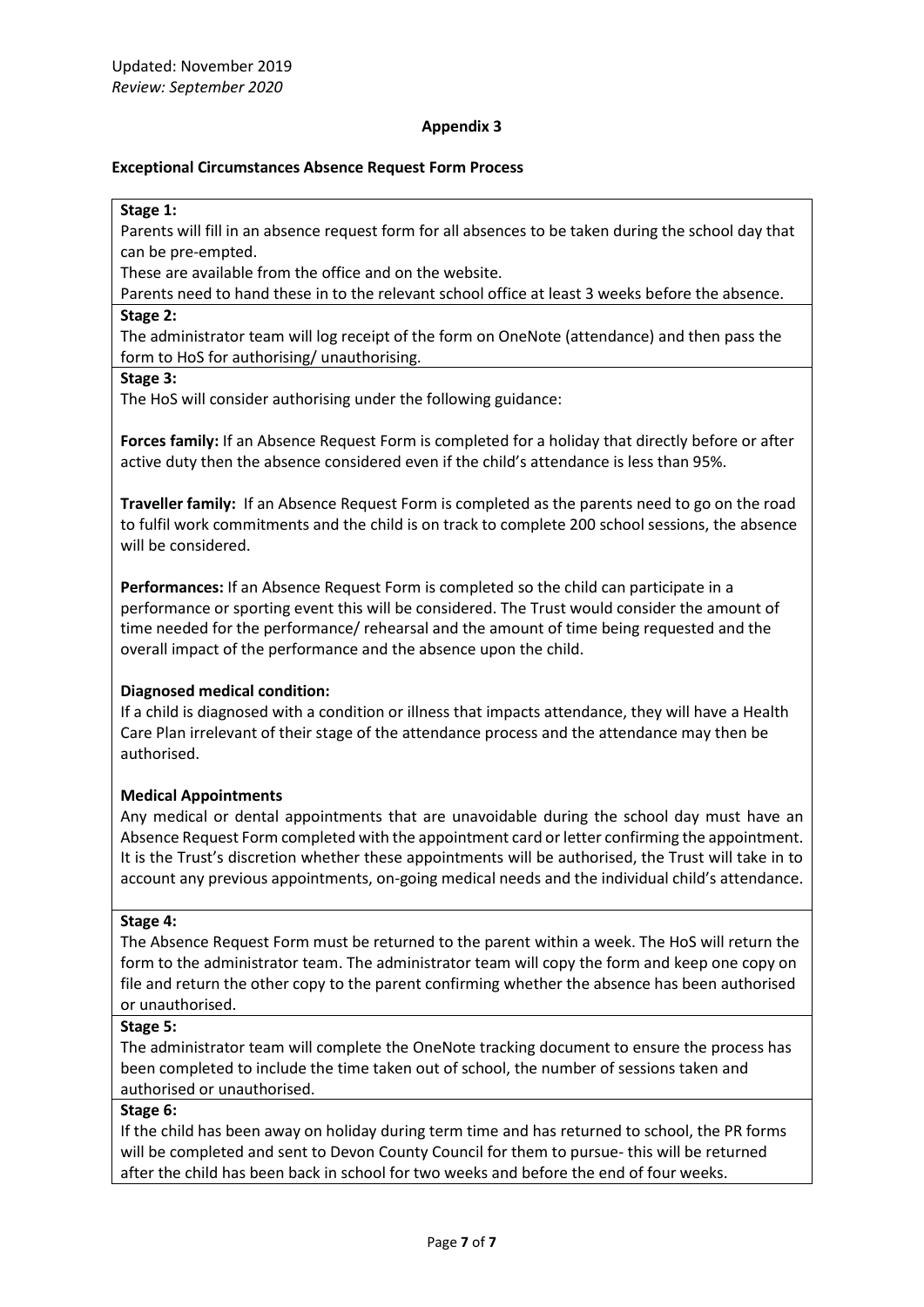Updated: November 2019
*Review: September 2020*

## Appendix 3

### Exceptional Circumstances Absence Request Form Process

**Stage 1:**

Parents will fill in an absence request form for all absences to be taken during the school day that can be pre-empted.

These are available from the office and on the website.

Parents need to hand these in to the relevant school office at least 3 weeks before the absence.

**Stage 2:**

The administrator team will log receipt of the form on OneNote (attendance) and then pass the form to HoS for authorising/ unauthorising.

**Stage 3:**

The HoS will consider authorising under the following guidance:

**Forces family:** If an Absence Request Form is completed for a holiday that directly before or after active duty then the absence considered even if the child's attendance is less than 95%.

**Traveller family:** If an Absence Request Form is completed as the parents need to go on the road to fulfil work commitments and the child is on track to complete 200 school sessions, the absence will be considered.

**Performances:** If an Absence Request Form is completed so the child can participate in a performance or sporting event this will be considered. The Trust would consider the amount of time needed for the performance/ rehearsal and the amount of time being requested and the overall impact of the performance and the absence upon the child.

**Diagnosed medical condition:**

If a child is diagnosed with a condition or illness that impacts attendance, they will have a Health Care Plan irrelevant of their stage of the attendance process and the attendance may then be authorised.

**Medical Appointments**

Any medical or dental appointments that are unavoidable during the school day must have an Absence Request Form completed with the appointment card or letter confirming the appointment. It is the Trust's discretion whether these appointments will be authorised, the Trust will take in to account any previous appointments, on-going medical needs and the individual child's attendance.

**Stage 4:**

The Absence Request Form must be returned to the parent within a week. The HoS will return the form to the administrator team. The administrator team will copy the form and keep one copy on file and return the other copy to the parent confirming whether the absence has been authorised or unauthorised.

**Stage 5:**

The administrator team will complete the OneNote tracking document to ensure the process has been completed to include the time taken out of school, the number of sessions taken and authorised or unauthorised.

**Stage 6:**

If the child has been away on holiday during term time and has returned to school, the PR forms will be completed and sent to Devon County Council for them to pursue- this will be returned after the child has been back in school for two weeks and before the end of four weeks.